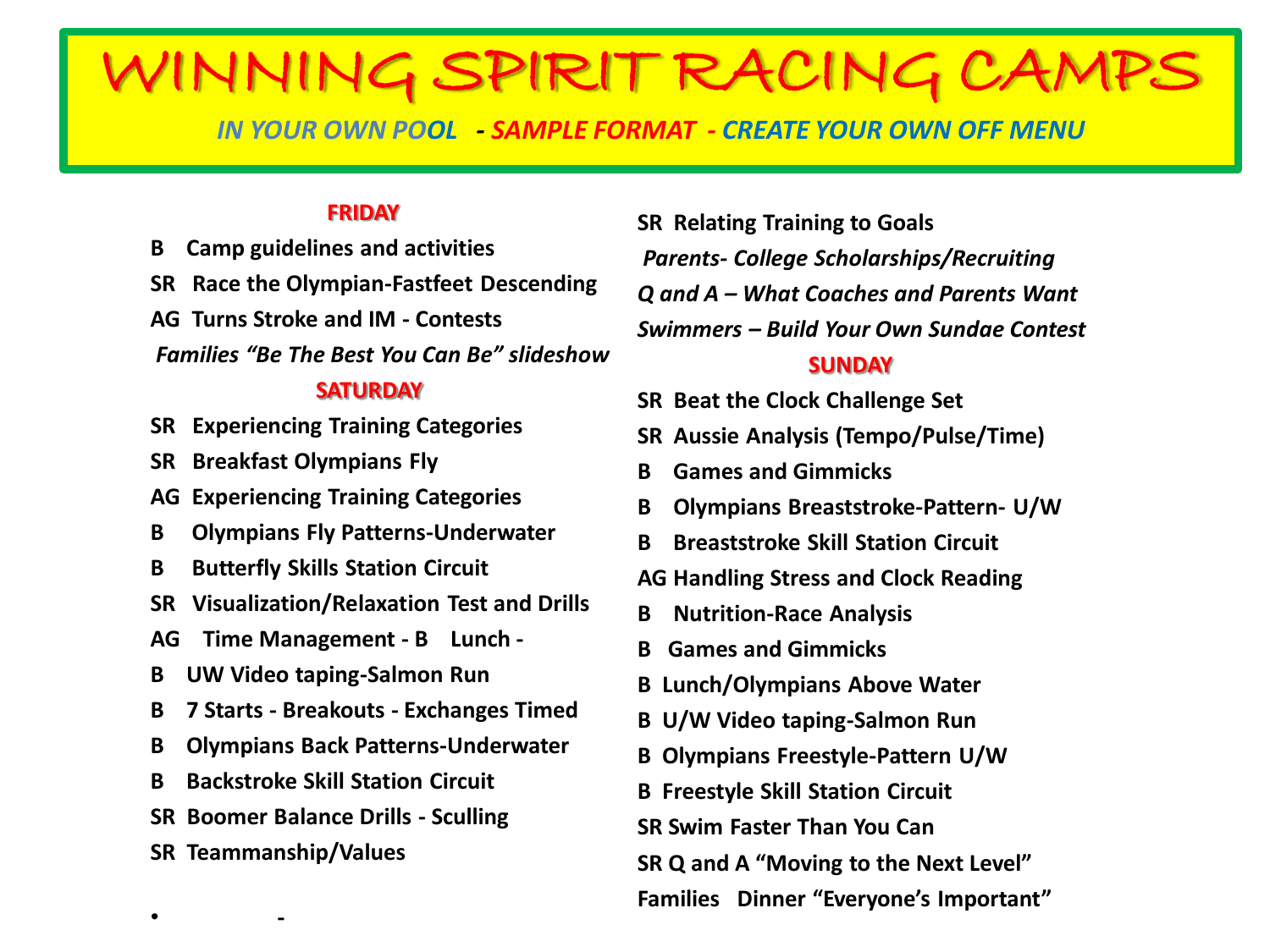# WINNING SPIRIT RACING CAMPS

*IN YOUR OWN POOL - SAMPLE FORMAT - CREATE YOUR OWN OFF MENU*

## FRIDAY

**B Camp guidelines and activities**

**SR Race the Olympian-Fastfeet Descending**

**AG Turns Stroke and IM - Contests**

***Families "Be The Best You Can Be" slideshow***

## SATURDAY

**SR Experiencing Training Categories**

**SR Breakfast Olympians Fly**

**AG Experiencing Training Categories**

**B Olympians Fly Patterns-Underwater**

**B Butterfly Skills Station Circuit**

**SR Visualization/Relaxation Test and Drills**

**AG Time Management - B Lunch -**

**B UW Video taping-Salmon Run**

**B 7 Starts - Breakouts - Exchanges Timed**

**B Olympians Back Patterns-Underwater**

**B Backstroke Skill Station Circuit**

**SR Boomer Balance Drills - Sculling**

**SR Teammanship/Values**

- -

**SR Relating Training to Goals**

***Parents- College Scholarships/Recruiting***

***Q and A – What Coaches and Parents Want***

***Swimmers – Build Your Own Sundae Contest***

## SUNDAY

**SR Beat the Clock Challenge Set**

**SR Aussie Analysis (Tempo/Pulse/Time)**

**B Games and Gimmicks**

**B Olympians Breaststroke-Pattern- U/W**

**B Breaststroke Skill Station Circuit**

**AG Handling Stress and Clock Reading**

**B Nutrition-Race Analysis**

**B Games and Gimmicks**

**B Lunch/Olympians Above Water**

**B U/W Video taping-Salmon Run**

**B Olympians Freestyle-Pattern U/W**

**B Freestyle Skill Station Circuit**

**SR Swim Faster Than You Can**

**SR Q and A "Moving to the Next Level"**

**Families Dinner "Everyone's Important"**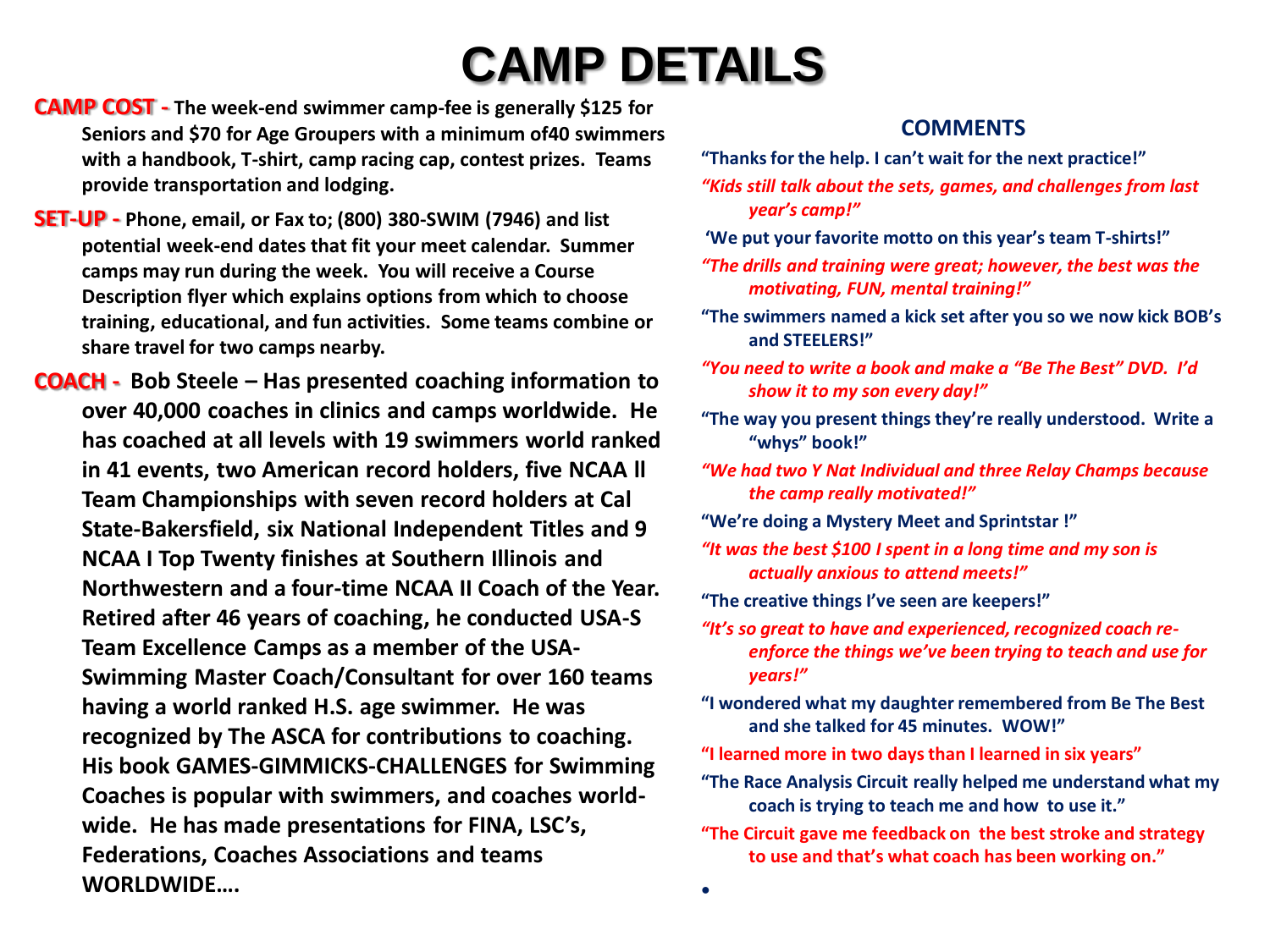# CAMP DETAILS

**CAMP COST -** **The week-end swimmer camp-fee is generally $125 for Seniors and $70 for Age Groupers with a minimum of40 swimmers with a handbook, T-shirt, camp racing cap, contest prizes. Teams provide transportation and lodging.**

**SET-UP -** **Phone, email, or Fax to; (800) 380-SWIM (7946) and list potential week-end dates that fit your meet calendar. Summer camps may run during the week. You will receive a Course Description flyer which explains options from which to choose training, educational, and fun activities. Some teams combine or share travel for two camps nearby.**

**COACH -** **Bob Steele – Has presented coaching information to over 40,000 coaches in clinics and camps worldwide. He has coached at all levels with 19 swimmers world ranked in 41 events, two American record holders, five NCAA ll Team Championships with seven record holders at Cal State-Bakersfield, six National Independent Titles and 9 NCAA I Top Twenty finishes at Southern Illinois and Northwestern and a four-time NCAA II Coach of the Year. Retired after 46 years of coaching, he conducted USA-S Team Excellence Camps as a member of the USA-Swimming Master Coach/Consultant for over 160 teams having a world ranked H.S. age swimmer. He was recognized by The ASCA for contributions to coaching. His book GAMES-GIMMICKS-CHALLENGES for Swimming Coaches is popular with swimmers, and coaches world-wide. He has made presentations for FINA, LSC's, Federations, Coaches Associations and teams WORLDWIDE….**

## COMMENTS

**"Thanks for the help. I can't wait for the next practice!"**

***"Kids still talk about the sets, games, and challenges from last year's camp!"***

**'We put your favorite motto on this year's team T-shirts!"**

***"The drills and training were great; however, the best was the motivating, FUN, mental training!"***

**"The swimmers named a kick set after you so we now kick BOB's and STEELERS!"**

***"You need to write a book and make a "Be The Best" DVD. I'd show it to my son every day!"***

**"The way you present things they're really understood. Write a "whys" book!"**

***"We had two Y Nat Individual and three Relay Champs because the camp really motivated!"***

**"We're doing a Mystery Meet and Sprintstar !"**

***"It was the best $100 I spent in a long time and my son is actually anxious to attend meets!"***

**"The creative things I've seen are keepers!"**

***"It's so great to have and experienced, recognized coach re-enforce the things we've been trying to teach and use for years!"***

**"I wondered what my daughter remembered from Be The Best and she talked for 45 minutes. WOW!"**

**"I learned more in two days than I learned in six years"**

**"The Race Analysis Circuit really helped me understand what my coach is trying to teach me and how to use it."**

**"The Circuit gave me feedback on the best stroke and strategy to use and that's what coach has been working on."**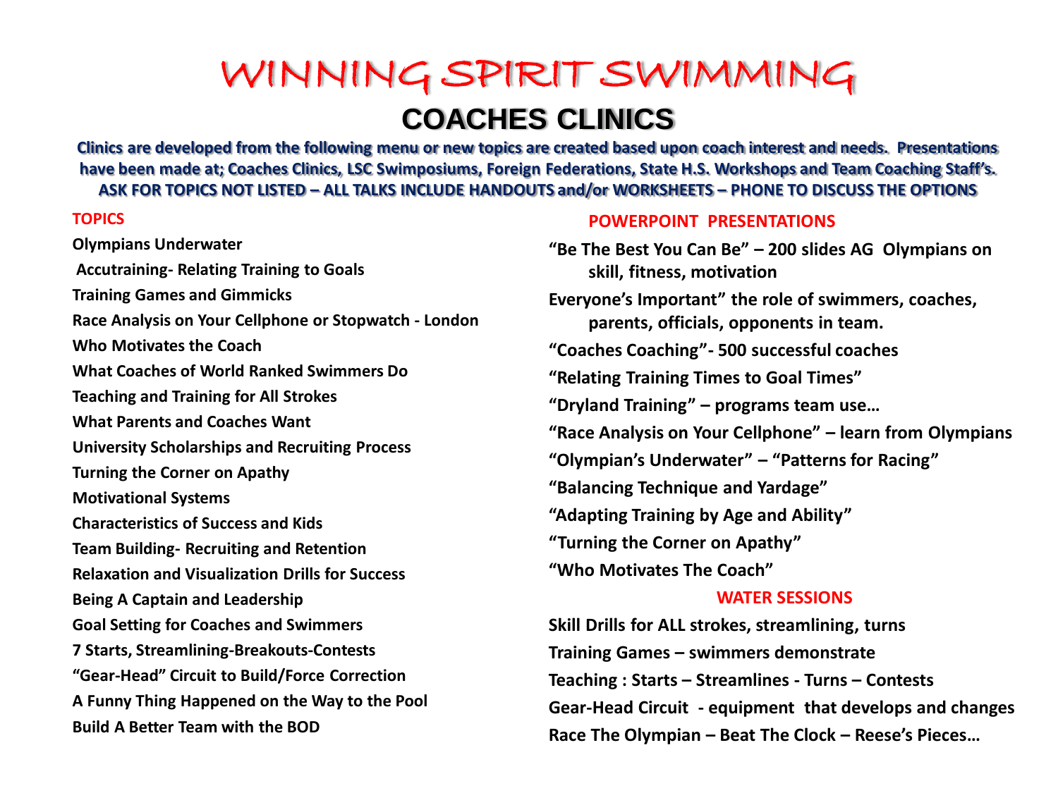# WINNING SPIRIT SWIMMING

## COACHES CLINICS

**Clinics are developed from the following menu or new topics are created based upon coach interest and needs. Presentations have been made at; Coaches Clinics, LSC Swimposiums, Foreign Federations, State H.S. Workshops and Team Coaching Staff's. ASK FOR TOPICS NOT LISTED – ALL TALKS INCLUDE HANDOUTS and/or WORKSHEETS – PHONE TO DISCUSS THE OPTIONS**

### TOPICS

**Olympians Underwater**
**Accutraining- Relating Training to Goals**
**Training Games and Gimmicks**
**Race Analysis on Your Cellphone or Stopwatch - London**
**Who Motivates the Coach**
**What Coaches of World Ranked Swimmers Do**
**Teaching and Training for All Strokes**
**What Parents and Coaches Want**
**University Scholarships and Recruiting Process**
**Turning the Corner on Apathy**
**Motivational Systems**
**Characteristics of Success and Kids**
**Team Building- Recruiting and Retention**
**Relaxation and Visualization Drills for Success**
**Being A Captain and Leadership**
**Goal Setting for Coaches and Swimmers**
**7 Starts, Streamlining-Breakouts-Contests**
**"Gear-Head" Circuit to Build/Force Correction**
**A Funny Thing Happened on the Way to the Pool**
**Build A Better Team with the BOD**

### POWERPOINT PRESENTATIONS

**"Be The Best You Can Be" – 200 slides AG Olympians on skill, fitness, motivation**
**Everyone's Important" the role of swimmers, coaches, parents, officials, opponents in team.**
**"Coaches Coaching"- 500 successful coaches**
**"Relating Training Times to Goal Times"**
**"Dryland Training" – programs team use…**
**"Race Analysis on Your Cellphone" – learn from Olympians**
**"Olympian's Underwater" – "Patterns for Racing"**
**"Balancing Technique and Yardage"**
**"Adapting Training by Age and Ability"**
**"Turning the Corner on Apathy"**
**"Who Motivates The Coach"**

### WATER SESSIONS

**Skill Drills for ALL strokes, streamlining, turns**
**Training Games – swimmers demonstrate**
**Teaching : Starts – Streamlines - Turns – Contests**
**Gear-Head Circuit - equipment that develops and changes**
**Race The Olympian – Beat The Clock – Reese's Pieces…**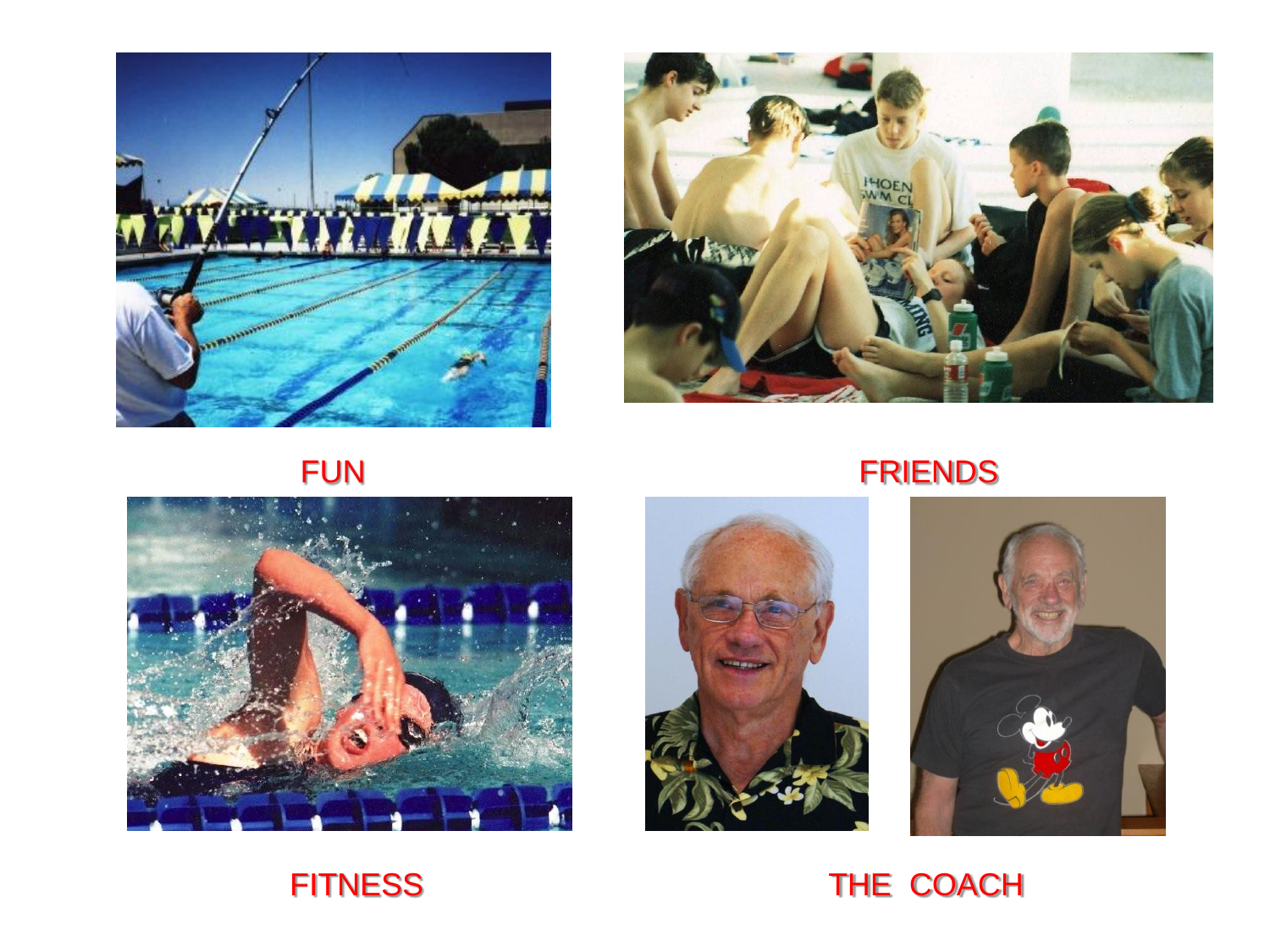FUN

FRIENDS

FITNESS

THE COACH